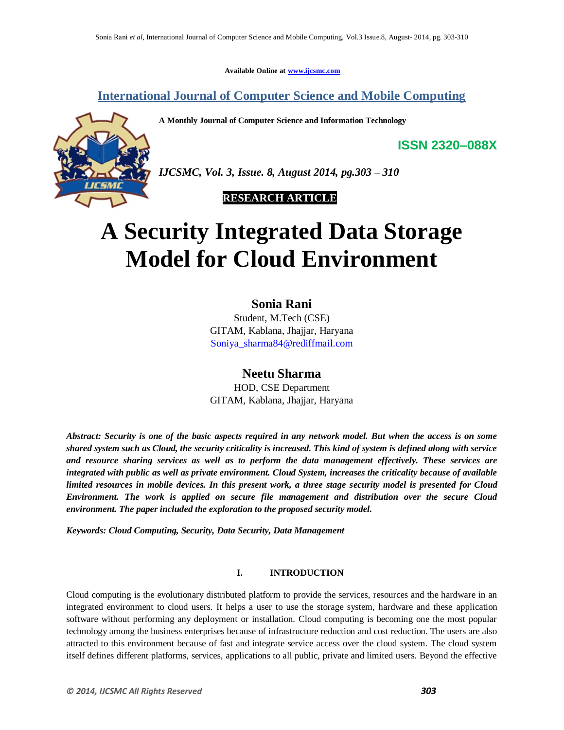Available Online at www.ijcsmc.com

# International Journal of Computer Science and Mobile Computing

**A Monthly Journal of Computer Science and Information Technology**

**ISSN 2320–088X**

***IJCSMC, Vol. 3, Issue. 8, August 2014, pg.303 – 310***

**RESEARCH ARTICLE**

# A Security Integrated Data Storage Model for Cloud Environment

**Sonia Rani**
Student, M.Tech (CSE)
GITAM, Kablana, Jhajjar, Haryana
Soniya_sharma84@rediffmail.com

**Neetu Sharma**
HOD, CSE Department
GITAM, Kablana, Jhajjar, Haryana

***Abstract: Security is one of the basic aspects required in any network model. But when the access is on some shared system such as Cloud, the security criticality is increased. This kind of system is defined along with service and resource sharing services as well as to perform the data management effectively. These services are integrated with public as well as private environment. Cloud System, increases the criticality because of available limited resources in mobile devices. In this present work, a three stage security model is presented for Cloud Environment. The work is applied on secure file management and distribution over the secure Cloud environment. The paper included the exploration to the proposed security model.***

***Keywords: Cloud Computing, Security, Data Security, Data Management***

## I. INTRODUCTION

Cloud computing is the evolutionary distributed platform to provide the services, resources and the hardware in an integrated environment to cloud users. It helps a user to use the storage system, hardware and these application software without performing any deployment or installation. Cloud computing is becoming one the most popular technology among the business enterprises because of infrastructure reduction and cost reduction. The users are also attracted to this environment because of fast and integrate service access over the cloud system. The cloud system itself defines different platforms, services, applications to all public, private and limited users. Beyond the effective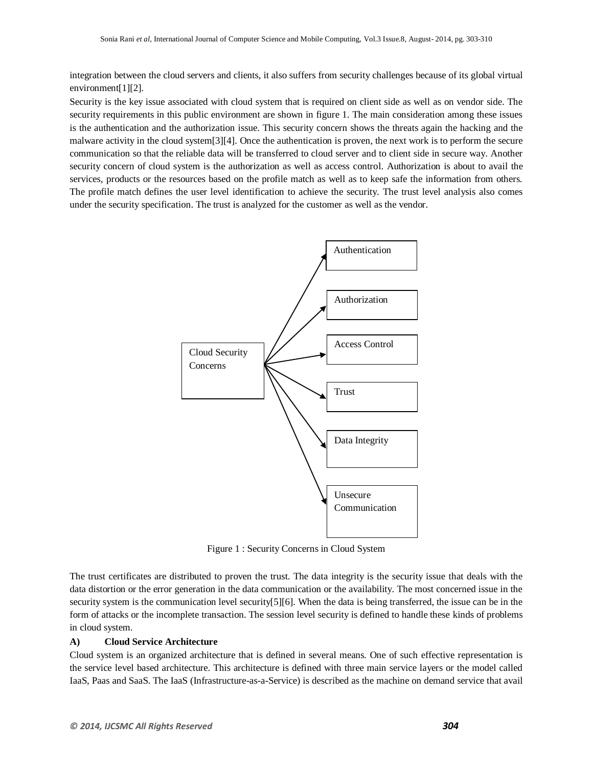integration between the cloud servers and clients, it also suffers from security challenges because of its global virtual environment[1][2].

Security is the key issue associated with cloud system that is required on client side as well as on vendor side. The security requirements in this public environment are shown in figure 1. The main consideration among these issues is the authentication and the authorization issue. This security concern shows the threats again the hacking and the malware activity in the cloud system[3][4]. Once the authentication is proven, the next work is to perform the secure communication so that the reliable data will be transferred to cloud server and to client side in secure way. Another security concern of cloud system is the authorization as well as access control. Authorization is about to avail the services, products or the resources based on the profile match as well as to keep safe the information from others. The profile match defines the user level identification to achieve the security. The trust level analysis also comes under the security specification. The trust is analyzed for the customer as well as the vendor.

Cloud Security Concerns → Authentication, Authorization, Access Control, Trust, Data Integrity, Unsecure Communication

Figure 1 : Security Concerns in Cloud System

The trust certificates are distributed to proven the trust. The data integrity is the security issue that deals with the data distortion or the error generation in the data communication or the availability. The most concerned issue in the security system is the communication level security[5][6]. When the data is being transferred, the issue can be in the form of attacks or the incomplete transaction. The session level security is defined to handle these kinds of problems in cloud system.

### A) Cloud Service Architecture

Cloud system is an organized architecture that is defined in several means. One of such effective representation is the service level based architecture. This architecture is defined with three main service layers or the model called IaaS, Paas and SaaS. The IaaS (Infrastructure-as-a-Service) is described as the machine on demand service that avail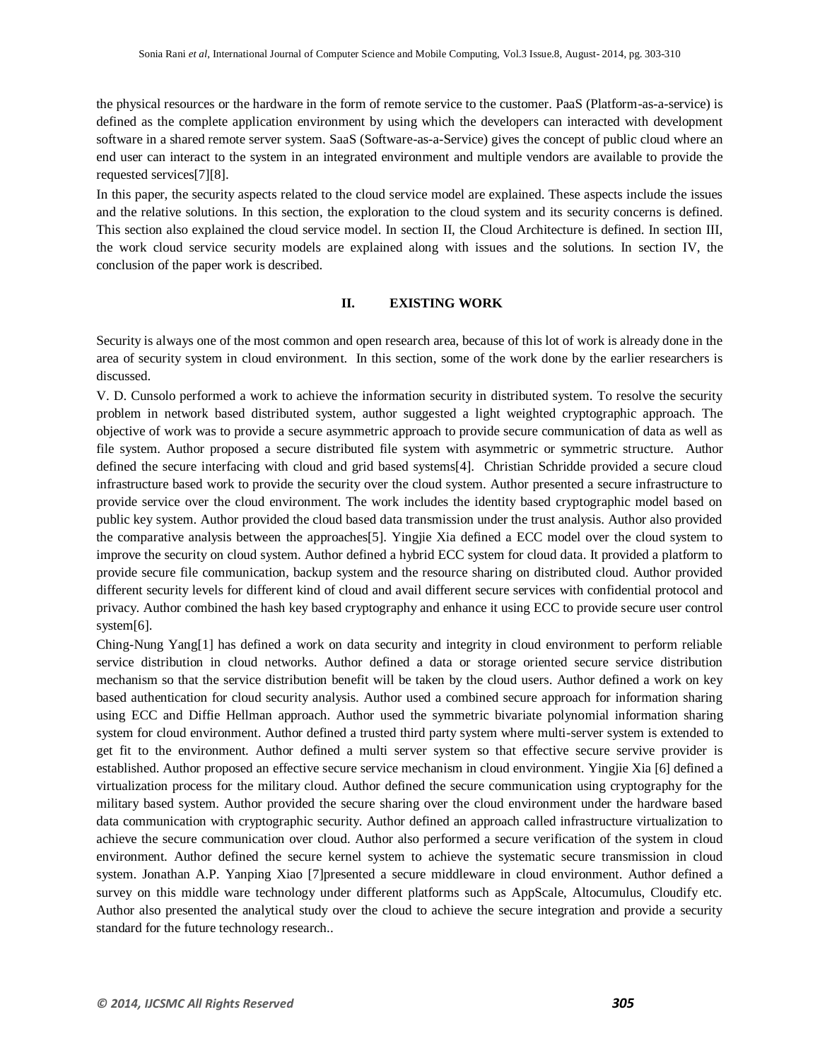the physical resources or the hardware in the form of remote service to the customer. PaaS (Platform-as-a-service) is defined as the complete application environment by using which the developers can interacted with development software in a shared remote server system. SaaS (Software-as-a-Service) gives the concept of public cloud where an end user can interact to the system in an integrated environment and multiple vendors are available to provide the requested services[7][8].

In this paper, the security aspects related to the cloud service model are explained. These aspects include the issues and the relative solutions. In this section, the exploration to the cloud system and its security concerns is defined. This section also explained the cloud service model. In section II, the Cloud Architecture is defined. In section III, the work cloud service security models are explained along with issues and the solutions. In section IV, the conclusion of the paper work is described.

## II. EXISTING WORK

Security is always one of the most common and open research area, because of this lot of work is already done in the area of security system in cloud environment. In this section, some of the work done by the earlier researchers is discussed.

V. D. Cunsolo performed a work to achieve the information security in distributed system. To resolve the security problem in network based distributed system, author suggested a light weighted cryptographic approach. The objective of work was to provide a secure asymmetric approach to provide secure communication of data as well as file system. Author proposed a secure distributed file system with asymmetric or symmetric structure. Author defined the secure interfacing with cloud and grid based systems[4]. Christian Schridde provided a secure cloud infrastructure based work to provide the security over the cloud system. Author presented a secure infrastructure to provide service over the cloud environment. The work includes the identity based cryptographic model based on public key system. Author provided the cloud based data transmission under the trust analysis. Author also provided the comparative analysis between the approaches[5]. Yingjie Xia defined a ECC model over the cloud system to improve the security on cloud system. Author defined a hybrid ECC system for cloud data. It provided a platform to provide secure file communication, backup system and the resource sharing on distributed cloud. Author provided different security levels for different kind of cloud and avail different secure services with confidential protocol and privacy. Author combined the hash key based cryptography and enhance it using ECC to provide secure user control system[6].

Ching-Nung Yang[1] has defined a work on data security and integrity in cloud environment to perform reliable service distribution in cloud networks. Author defined a data or storage oriented secure service distribution mechanism so that the service distribution benefit will be taken by the cloud users. Author defined a work on key based authentication for cloud security analysis. Author used a combined secure approach for information sharing using ECC and Diffie Hellman approach. Author used the symmetric bivariate polynomial information sharing system for cloud environment. Author defined a trusted third party system where multi-server system is extended to get fit to the environment. Author defined a multi server system so that effective secure servive provider is established. Author proposed an effective secure service mechanism in cloud environment. Yingjie Xia [6] defined a virtualization process for the military cloud. Author defined the secure communication using cryptography for the military based system. Author provided the secure sharing over the cloud environment under the hardware based data communication with cryptographic security. Author defined an approach called infrastructure virtualization to achieve the secure communication over cloud. Author also performed a secure verification of the system in cloud environment. Author defined the secure kernel system to achieve the systematic secure transmission in cloud system. Jonathan A.P. Yanping Xiao [7]presented a secure middleware in cloud environment. Author defined a survey on this middle ware technology under different platforms such as AppScale, Altocumulus, Cloudify etc. Author also presented the analytical study over the cloud to achieve the secure integration and provide a security standard for the future technology research..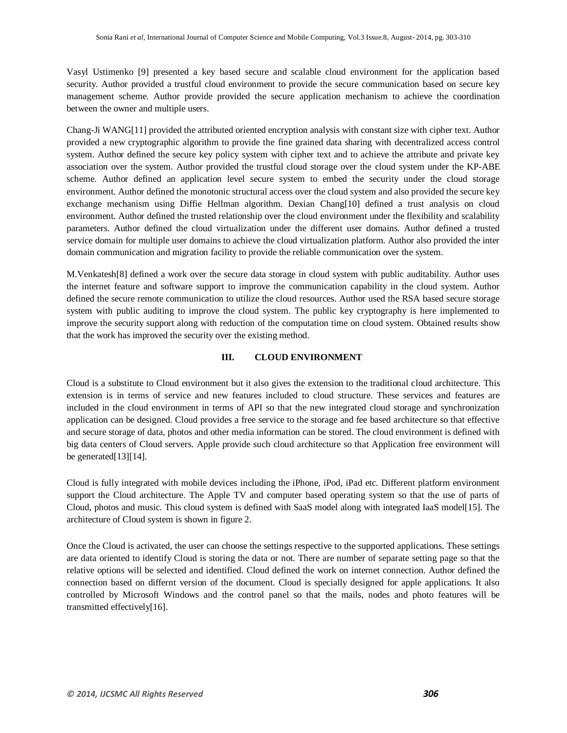Vasyl Ustimenko [9] presented a key based secure and scalable cloud environment for the application based security. Author provided a trustful cloud environment to provide the secure communication based on secure key management scheme. Author provide provided the secure application mechanism to achieve the coordination between the owner and multiple users.

Chang-Ji WANG[11] provided the attributed oriented encryption analysis with constant size with cipher text. Author provided a new cryptographic algorithm to provide the fine grained data sharing with decentralized access control system. Author defined the secure key policy system with cipher text and to achieve the attribute and private key association over the system. Author provided the trustful cloud storage over the cloud system under the KP-ABE scheme. Author defined an application level secure system to embed the security under the cloud storage environment. Author defined the monotonic structural access over the cloud system and also provided the secure key exchange mechanism using Diffie Hellman algorithm. Dexian Chang[10] defined a trust analysis on cloud environment. Author defined the trusted relationship over the cloud environment under the flexibility and scalability parameters. Author defined the cloud virtualization under the different user domains. Author defined a trusted service domain for multiple user domains to achieve the cloud virtualization platform. Author also provided the inter domain communication and migration facility to provide the reliable communication over the system.

M.Venkatesh[8] defined a work over the secure data storage in cloud system with public auditability. Author uses the internet feature and software support to improve the communication capability in the cloud system. Author defined the secure remote communication to utilize the cloud resources. Author used the RSA based secure storage system with public auditing to improve the cloud system. The public key cryptography is here implemented to improve the security support along with reduction of the computation time on cloud system. Obtained results show that the work has improved the security over the existing method.

## III. CLOUD ENVIRONMENT

Cloud is a substitute to Cloud environment but it also gives the extension to the traditional cloud architecture. This extension is in terms of service and new features included to cloud structure. These services and features are included in the cloud environment in terms of API so that the new integrated cloud storage and synchronization application can be designed. Cloud provides a free service to the storage and fee based architecture so that effective and secure storage of data, photos and other media information can be stored. The cloud environment is defined with big data centers of Cloud servers. Apple provide such cloud architecture so that Application free environment will be generated[13][14].

Cloud is fully integrated with mobile devices including the iPhone, iPod, iPad etc. Different platform environment support the Cloud architecture. The Apple TV and computer based operating system so that the use of parts of Cloud, photos and music. This cloud system is defined with SaaS model along with integrated IaaS model[15]. The architecture of Cloud system is shown in figure 2.

Once the Cloud is activated, the user can choose the settings respective to the supported applications. These settings are data oriented to identify Cloud is storing the data or not. There are number of separate setting page so that the relative options will be selected and identified. Cloud defined the work on internet connection. Author defined the connection based on differnt version of the document. Cloud is specially designed for apple applications. It also controlled by Microsoft Windows and the control panel so that the mails, nodes and photo features will be transmitted effectively[16].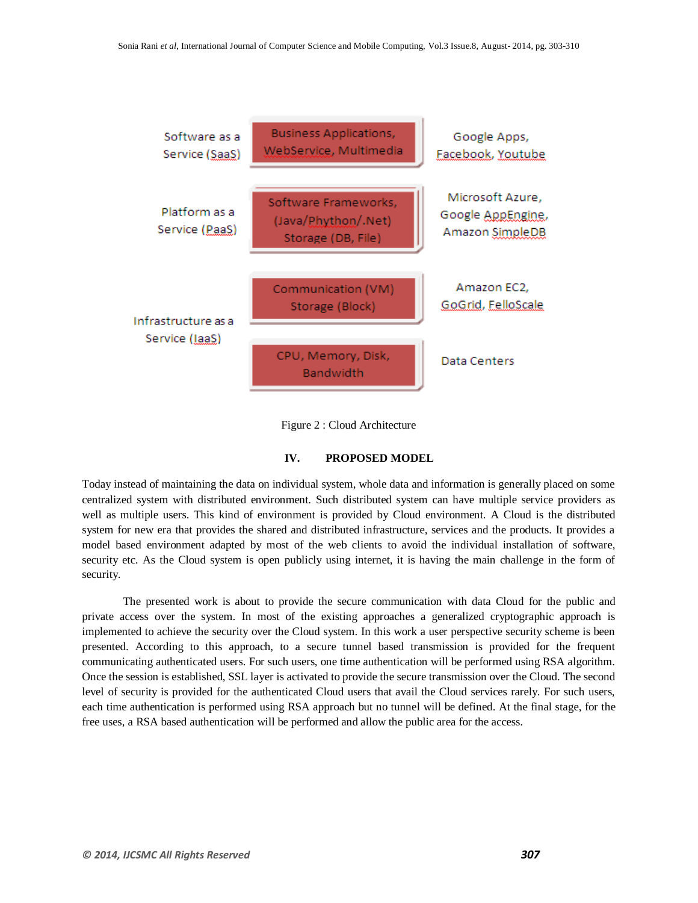| Service Model | Layer | Examples |
|---|---|---|
| Software as a Service (SaaS) | Business Applications, WebService, Multimedia | Google Apps, Facebook, Youtube |
| Platform as a Service (PaaS) | Software Frameworks, (Java/Phython/.Net) Storage (DB, File) | Microsoft Azure, Google AppEngine, Amazon SimpleDB |
| Infrastructure as a Service (IaaS) | Communication (VM) Storage (Block) | Amazon EC2, GoGrid, FelloScale |
| | CPU, Memory, Disk, Bandwidth | Data Centers |

Figure 2 : Cloud Architecture

## IV. PROPOSED MODEL

Today instead of maintaining the data on individual system, whole data and information is generally placed on some centralized system with distributed environment. Such distributed system can have multiple service providers as well as multiple users. This kind of environment is provided by Cloud environment. A Cloud is the distributed system for new era that provides the shared and distributed infrastructure, services and the products. It provides a model based environment adapted by most of the web clients to avoid the individual installation of software, security etc. As the Cloud system is open publicly using internet, it is having the main challenge in the form of security.

The presented work is about to provide the secure communication with data Cloud for the public and private access over the system. In most of the existing approaches a generalized cryptographic approach is implemented to achieve the security over the Cloud system. In this work a user perspective security scheme is been presented. According to this approach, to a secure tunnel based transmission is provided for the frequent communicating authenticated users. For such users, one time authentication will be performed using RSA algorithm. Once the session is established, SSL layer is activated to provide the secure transmission over the Cloud. The second level of security is provided for the authenticated Cloud users that avail the Cloud services rarely. For such users, each time authentication is performed using RSA approach but no tunnel will be defined. At the final stage, for the free uses, a RSA based authentication will be performed and allow the public area for the access.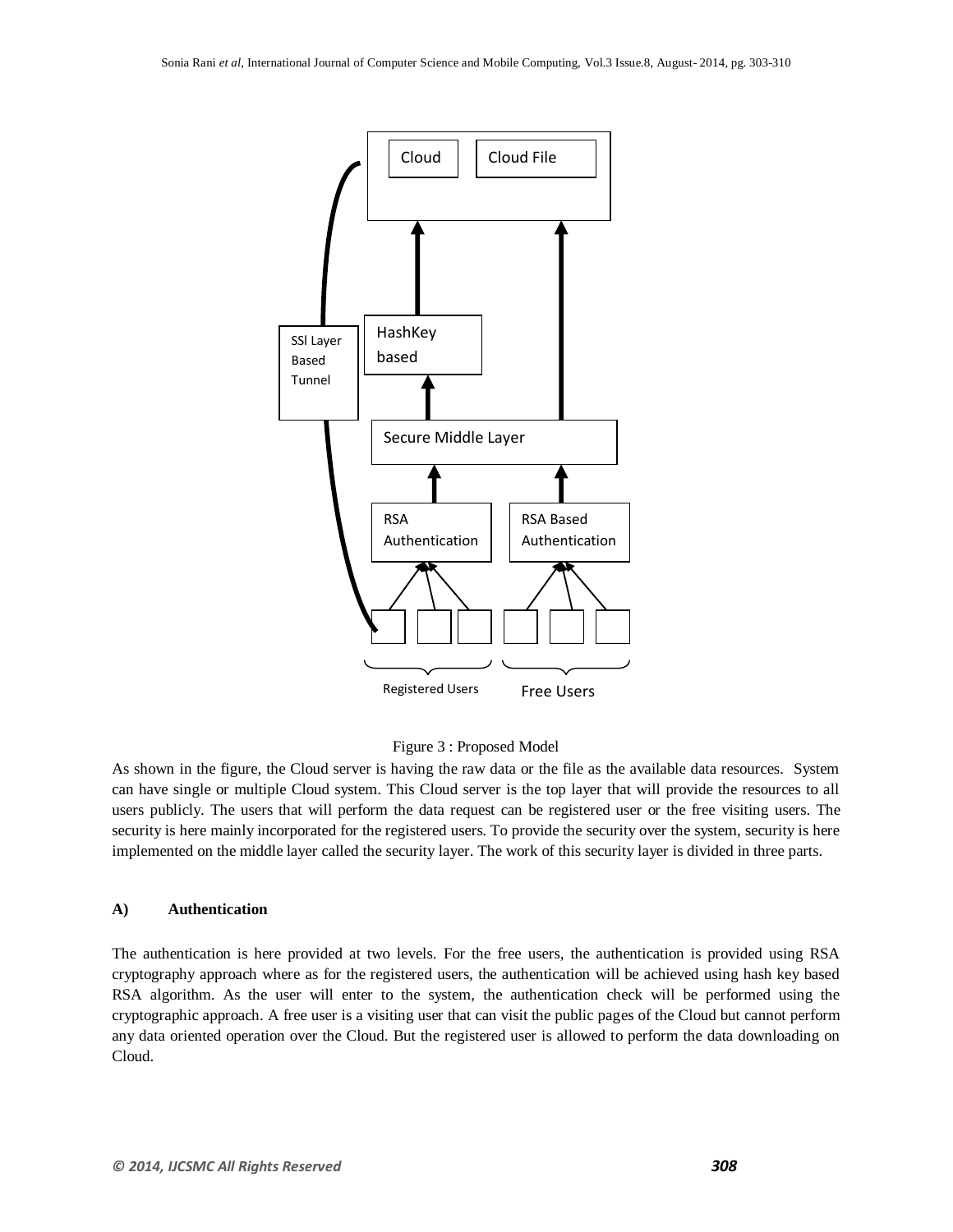Figure 3 : Proposed Model

As shown in the figure, the Cloud server is having the raw data or the file as the available data resources. System can have single or multiple Cloud system. This Cloud server is the top layer that will provide the resources to all users publicly. The users that will perform the data request can be registered user or the free visiting users. The security is here mainly incorporated for the registered users. To provide the security over the system, security is here implemented on the middle layer called the security layer. The work of this security layer is divided in three parts.

### A) Authentication

The authentication is here provided at two levels. For the free users, the authentication is provided using RSA cryptography approach where as for the registered users, the authentication will be achieved using hash key based RSA algorithm. As the user will enter to the system, the authentication check will be performed using the cryptographic approach. A free user is a visiting user that can visit the public pages of the Cloud but cannot perform any data oriented operation over the Cloud. But the registered user is allowed to perform the data downloading on Cloud.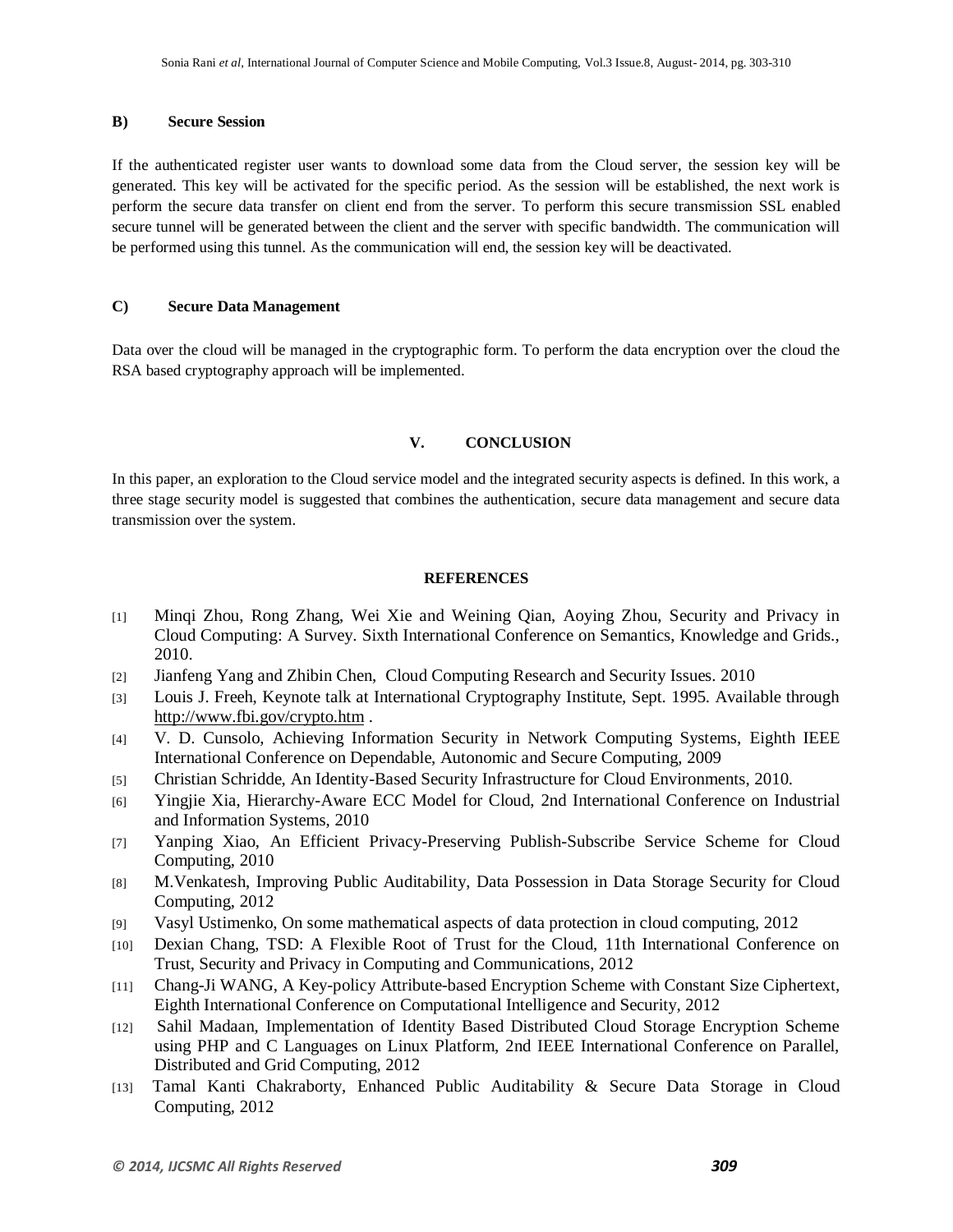### B) Secure Session

If the authenticated register user wants to download some data from the Cloud server, the session key will be generated. This key will be activated for the specific period. As the session will be established, the next work is perform the secure data transfer on client end from the server. To perform this secure transmission SSL enabled secure tunnel will be generated between the client and the server with specific bandwidth. The communication will be performed using this tunnel. As the communication will end, the session key will be deactivated.

### C) Secure Data Management

Data over the cloud will be managed in the cryptographic form. To perform the data encryption over the cloud the RSA based cryptography approach will be implemented.

## V. CONCLUSION

In this paper, an exploration to the Cloud service model and the integrated security aspects is defined. In this work, a three stage security model is suggested that combines the authentication, secure data management and secure data transmission over the system.

## REFERENCES

[1] Minqi Zhou, Rong Zhang, Wei Xie and Weining Qian, Aoying Zhou, Security and Privacy in Cloud Computing: A Survey. Sixth International Conference on Semantics, Knowledge and Grids., 2010.

[2] Jianfeng Yang and Zhibin Chen, Cloud Computing Research and Security Issues. 2010

[3] Louis J. Freeh, Keynote talk at International Cryptography Institute, Sept. 1995. Available through http://www.fbi.gov/crypto.htm .

[4] V. D. Cunsolo, Achieving Information Security in Network Computing Systems, Eighth IEEE International Conference on Dependable, Autonomic and Secure Computing, 2009

[5] Christian Schridde, An Identity-Based Security Infrastructure for Cloud Environments, 2010.

[6] Yingjie Xia, Hierarchy-Aware ECC Model for Cloud, 2nd International Conference on Industrial and Information Systems, 2010

[7] Yanping Xiao, An Efficient Privacy-Preserving Publish-Subscribe Service Scheme for Cloud Computing, 2010

[8] M.Venkatesh, Improving Public Auditability, Data Possession in Data Storage Security for Cloud Computing, 2012

[9] Vasyl Ustimenko, On some mathematical aspects of data protection in cloud computing, 2012

[10] Dexian Chang, TSD: A Flexible Root of Trust for the Cloud, 11th International Conference on Trust, Security and Privacy in Computing and Communications, 2012

[11] Chang-Ji WANG, A Key-policy Attribute-based Encryption Scheme with Constant Size Ciphertext, Eighth International Conference on Computational Intelligence and Security, 2012

[12] Sahil Madaan, Implementation of Identity Based Distributed Cloud Storage Encryption Scheme using PHP and C Languages on Linux Platform, 2nd IEEE International Conference on Parallel, Distributed and Grid Computing, 2012

[13] Tamal Kanti Chakraborty, Enhanced Public Auditability & Secure Data Storage in Cloud Computing, 2012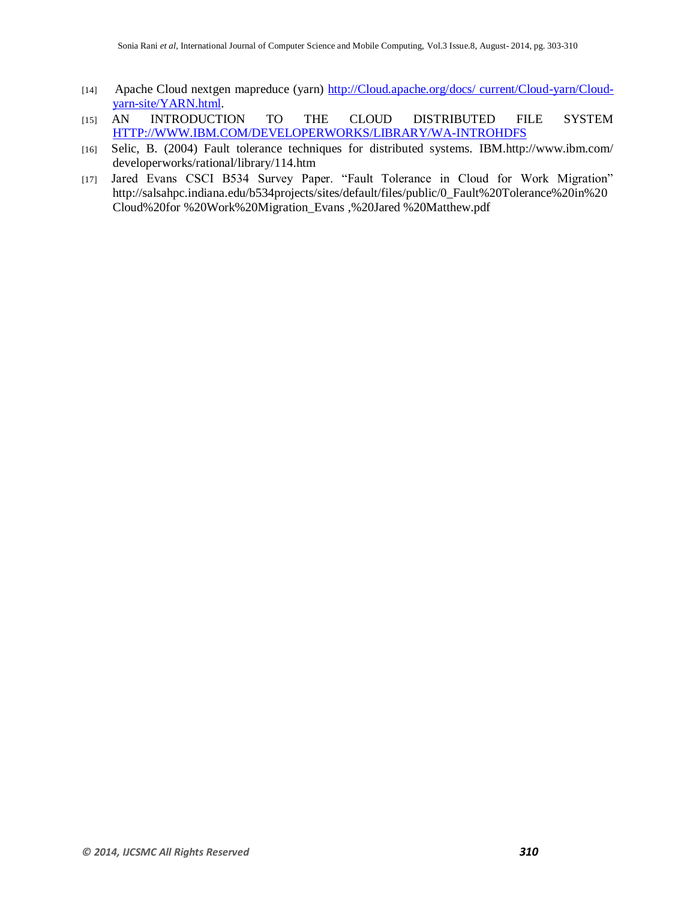[14] Apache Cloud nextgen mapreduce (yarn) http://Cloud.apache.org/docs/ current/Cloud-yarn/Cloud-yarn-site/YARN.html.

[15] AN INTRODUCTION TO THE CLOUD DISTRIBUTED FILE SYSTEM HTTP://WWW.IBM.COM/DEVELOPERWORKS/LIBRARY/WA-INTROHDFS

[16] Selic, B. (2004) Fault tolerance techniques for distributed systems. IBM.http://www.ibm.com/ developerworks/rational/library/114.htm

[17] Jared Evans CSCI B534 Survey Paper. "Fault Tolerance in Cloud for Work Migration" http://salsahpc.indiana.edu/b534projects/sites/default/files/public/0_Fault%20Tolerance%20in%20 Cloud%20for %20Work%20Migration_Evans ,%20Jared %20Matthew.pdf